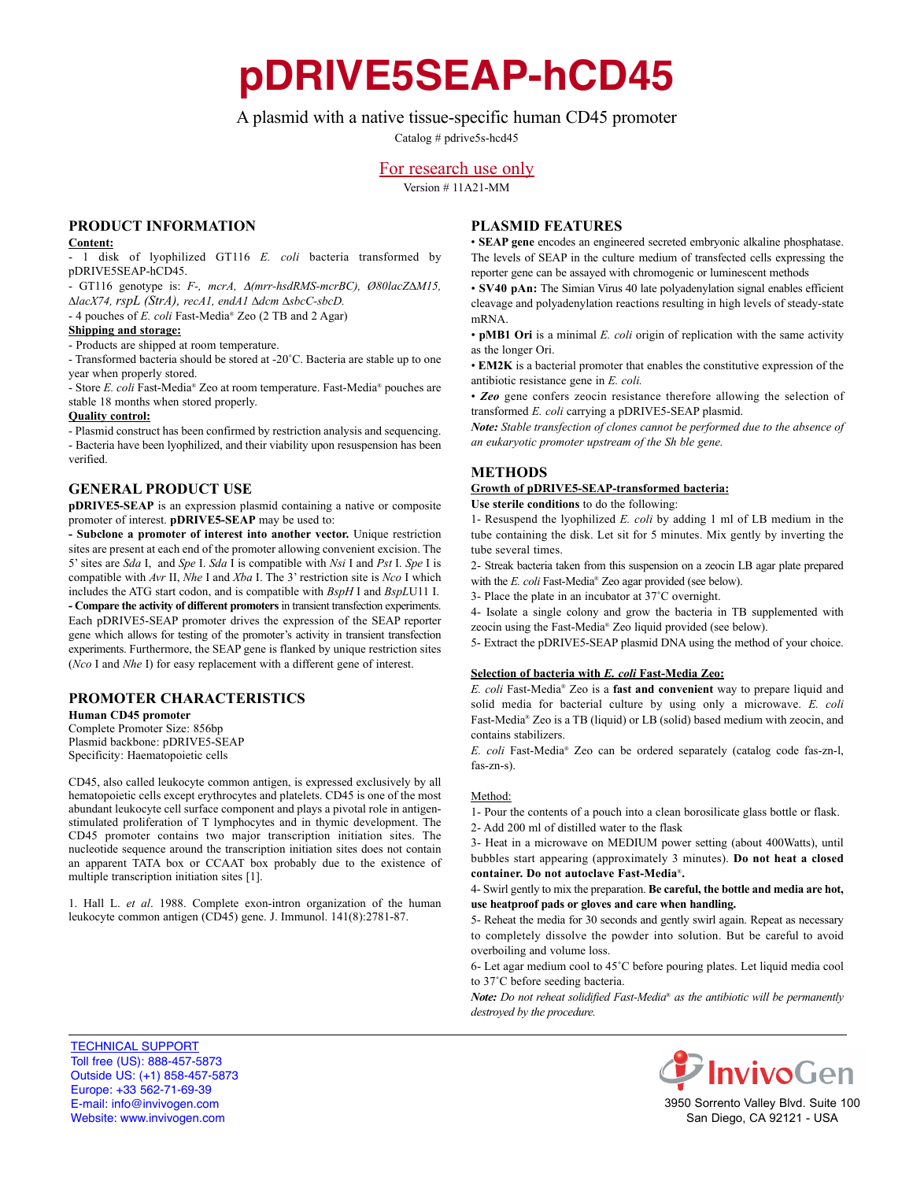# pDRIVE5SEAP-hCD45

A plasmid with a native tissue-specific human CD45 promoter

Catalog # pdrive5s-hcd45

For research use only

Version # 11A21-MM

## PRODUCT INFORMATION

**Content:**

- 1 disk of lyophilized GT116 *E. coli* bacteria transformed by pDRIVE5SEAP-hCD45.
- GT116 genotype is: *F-, mcrA, Δ(mrr-hsdRMS-mcrBC), Ø80lacZΔM15, ΔlacX74, rspL (StrA), recA1, endA1 Δdcm ΔsbcC-sbcD.*
- 4 pouches of *E. coli* Fast-Media® Zeo (2 TB and 2 Agar)

**Shipping and storage:**

- Products are shipped at room temperature.
- Transformed bacteria should be stored at -20˚C. Bacteria are stable up to one year when properly stored.
- Store *E. coli* Fast-Media® Zeo at room temperature. Fast-Media® pouches are stable 18 months when stored properly.

**Quality control:**

- Plasmid construct has been confirmed by restriction analysis and sequencing.
- Bacteria have been lyophilized, and their viability upon resuspension has been verified.

## GENERAL PRODUCT USE

**pDRIVE5-SEAP** is an expression plasmid containing a native or composite promoter of interest. **pDRIVE5-SEAP** may be used to:

**- Subclone a promoter of interest into another vector.** Unique restriction sites are present at each end of the promoter allowing convenient excision. The 5' sites are *Sda* I, and *Spe* I. *Sda* I is compatible with *Nsi* I and *Pst* I. *Spe* I is compatible with *Avr* II, *Nhe* I and *Xba* I. The 3' restriction site is *Nco* I which includes the ATG start codon, and is compatible with *BspH* I and *BspL*U11 I.

**- Compare the activity of different promoters** in transient transfection experiments. Each pDRIVE5-SEAP promoter drives the expression of the SEAP reporter gene which allows for testing of the promoter's activity in transient transfection experiments. Furthermore, the SEAP gene is flanked by unique restriction sites (*Nco* I and *Nhe* I) for easy replacement with a different gene of interest.

## PROMOTER CHARACTERISTICS

**Human CD45 promoter**

Complete Promoter Size: 856bp

Plasmid backbone: pDRIVE5-SEAP

Specificity: Haematopoietic cells

CD45, also called leukocyte common antigen, is expressed exclusively by all hematopoietic cells except erythrocytes and platelets. CD45 is one of the most abundant leukocyte cell surface component and plays a pivotal role in antigen-stimulated proliferation of T lymphocytes and in thymic development. The CD45 promoter contains two major transcription initiation sites. The nucleotide sequence around the transcription initiation sites does not contain an apparent TATA box or CCAAT box probably due to the existence of multiple transcription initiation sites [1].

1. Hall L. *et al*. 1988. Complete exon-intron organization of the human leukocyte common antigen (CD45) gene. J. Immunol. 141(8):2781-87.

## PLASMID FEATURES

- **SEAP gene** encodes an engineered secreted embryonic alkaline phosphatase. The levels of SEAP in the culture medium of transfected cells expressing the reporter gene can be assayed with chromogenic or luminescent methods
- **SV40 pAn:** The Simian Virus 40 late polyadenylation signal enables efficient cleavage and polyadenylation reactions resulting in high levels of steady-state mRNA.
- **pMB1 Ori** is a minimal *E. coli* origin of replication with the same activity as the longer Ori.
- **EM2K** is a bacterial promoter that enables the constitutive expression of the antibiotic resistance gene in *E. coli.*
- ***Zeo*** gene confers zeocin resistance therefore allowing the selection of transformed *E. coli* carrying a pDRIVE5-SEAP plasmid.

***Note:*** *Stable transfection of clones cannot be performed due to the absence of an eukaryotic promoter upstream of the Sh ble gene.*

## METHODS

**Growth of pDRIVE5-SEAP-transformed bacteria:**

**Use sterile conditions** to do the following:

1- Resuspend the lyophilized *E. coli* by adding 1 ml of LB medium in the tube containing the disk. Let sit for 5 minutes. Mix gently by inverting the tube several times.

2- Streak bacteria taken from this suspension on a zeocin LB agar plate prepared with the *E. coli* Fast-Media® Zeo agar provided (see below).

3- Place the plate in an incubator at 37˚C overnight.

4- Isolate a single colony and grow the bacteria in TB supplemented with zeocin using the Fast-Media® Zeo liquid provided (see below).

5- Extract the pDRIVE5-SEAP plasmid DNA using the method of your choice.

**Selection of bacteria with *E. coli* Fast-Media Zeo:**

*E. coli* Fast-Media® Zeo is a **fast and convenient** way to prepare liquid and solid media for bacterial culture by using only a microwave. *E. coli* Fast-Media® Zeo is a TB (liquid) or LB (solid) based medium with zeocin, and contains stabilizers.

*E. coli* Fast-Media® Zeo can be ordered separately (catalog code fas-zn-l, fas-zn-s).

Method:

1- Pour the contents of a pouch into a clean borosilicate glass bottle or flask.

2- Add 200 ml of distilled water to the flask

3- Heat in a microwave on MEDIUM power setting (about 400Watts), until bubbles start appearing (approximately 3 minutes). **Do not heat a closed container. Do not autoclave Fast-Media®.**

4- Swirl gently to mix the preparation. **Be careful, the bottle and media are hot, use heatproof pads or gloves and care when handling.**

5- Reheat the media for 30 seconds and gently swirl again. Repeat as necessary to completely dissolve the powder into solution. But be careful to avoid overboiling and volume loss.

6- Let agar medium cool to 45˚C before pouring plates. Let liquid media cool to 37˚C before seeding bacteria.

***Note:*** *Do not reheat solidified Fast-Media® as the antibiotic will be permanently destroyed by the procedure.*

TECHNICAL SUPPORT
Toll free (US): 888-457-5873
Outside US: (+1) 858-457-5873
Europe: +33 562-71-69-39
E-mail: info@invivogen.com
Website: www.invivogen.com

InvivoGen
3950 Sorrento Valley Blvd. Suite 100
San Diego, CA 92121 - USA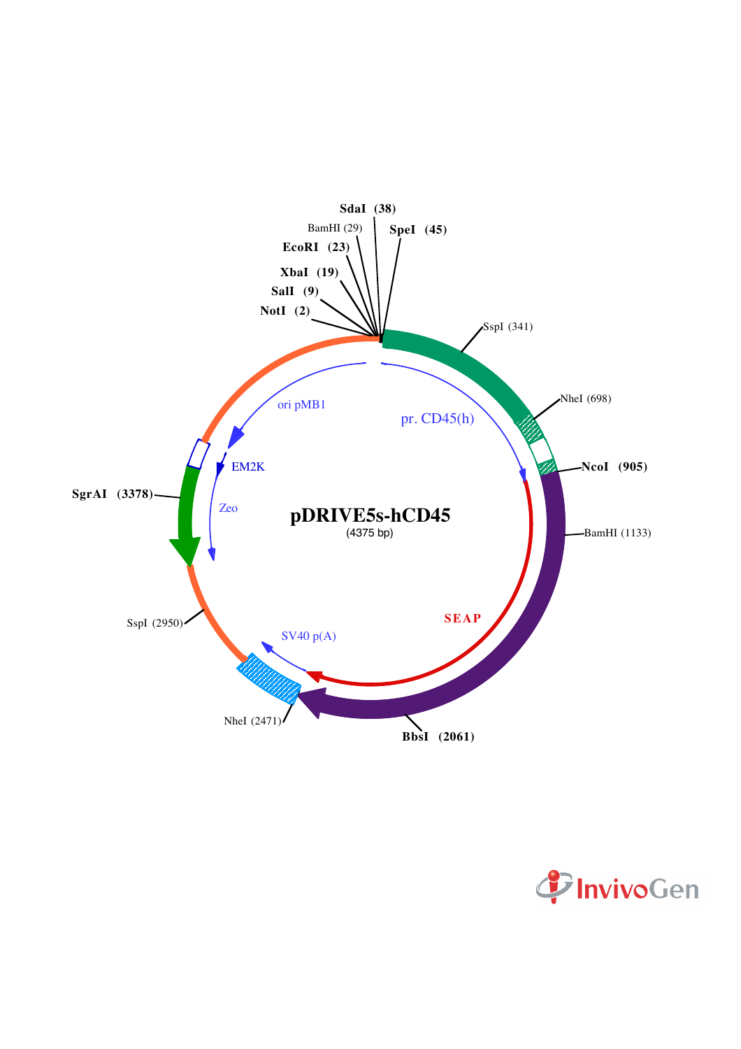**pDRIVE5s-hCD45**

(4375 bp)

NotI (2)
SalI (9)
XbaI (19)
EcoRI (23)
BamHI (29)
SdaI (38)
SpeI (45)
SspI (341)
NheI (698)
NcoI (905)
BamHI (1133)
BbsI (2061)
NheI (2471)
SspI (2950)
SgrAI (3378)

pr. CD45(h)
SEAP
SV40 p(A)
Zeo
EM2K
ori pMB1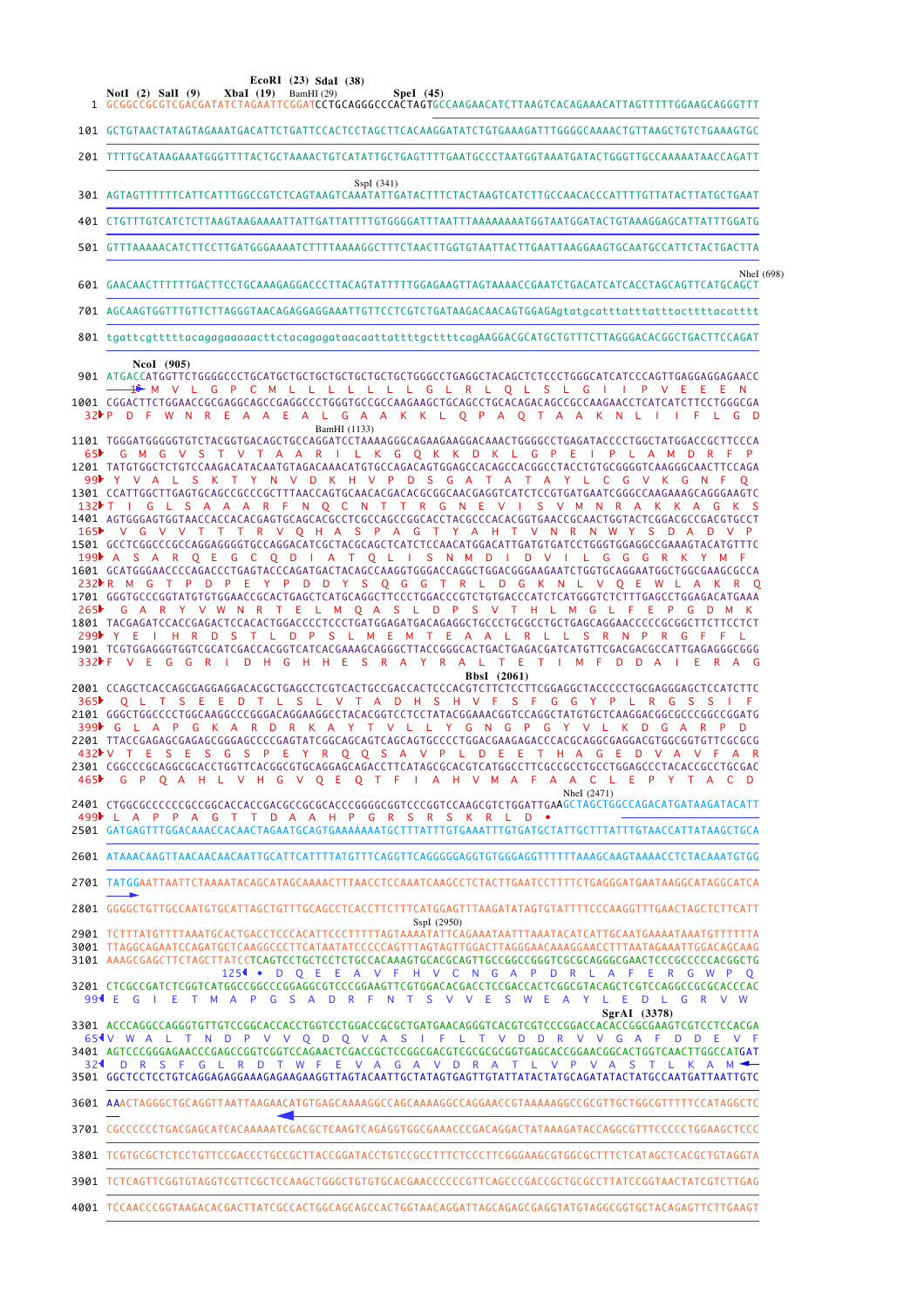```
        NotI (2)  SalI (9)   XbaI (19)  EcoRI (23)  SdaI (38)   BamHI (29)   SpeI (45)
   1 GCGGCCGCGTCGACGATATCTAGAATTCGGATCCTGCAGGGCCCACTAGTGCCAAGAACATCTTAAGTCACAGAAACATTAGTTTTTGGAAGCAGGGTTT

 101 GCTGTAACTATAGTAGAAATGACATTCTGATTCCACTCCTAGCTTCACAAGGATATCTGTGAAAGATTTGGGGCAAAACTGTTAAGCTGTCTGAAAGTGC

 201 TTTTGCATAAGAAATGGGTTTTACTGCTAAAACTGTCATATTGCTGAGTTTTGAATGCCCTAATGGTAAATGATACTGGGTTGCCAAAAATAACCAGATT

                                                SspI (341)
 301 AGTAGTTTTTTCATTCATTTGGCCGTCTCAGTAAGTCAAATATTGATACTTTCTACTAAGTCATCTTGCCAACACCCATTTTGTTATACTTATGCTGAAT

 401 CTGTTTGTCATCTCTTAAGTAAGAAAATTATTGATTATTTTGTGGGGATTTAATTTAAAAAAAATGGTAATGGATACTGTAAAGGAGCATTATTTGGATG

 501 GTTTAAAAACATCTTCCTTGATGGGAAAATCTTTTAAAAGGCTTTCTAACTTGGTGTAATTACTTGAATTAAGGAAGTGCAATGCCATTCTACTGACTTA

                                                                                                  NheI (698)
 601 GAACAACTTTTTTGACTTCCTGCAAAGAGGACCCTTACAGTATTTTTGGAGAAGTTAGTAAAACCGAATCTGACATCATCACCTAGCAGTTCATGCAGCT

 701 AGCAAGTGGTTTGTTCTTAGGGTAACAGAGGAGGAAATTGTTCCTCGTCTGATAAGACAACAGTGGAGagtatgcatttatttatttactttttacattt

 801 tgattcgtttttacagagaaaaacttctacagagataacaattattttgcttttcagAAGGACGCATGCTGTTTCTTAGGGACACGGCTGACTTCCAGAT

      NcoI (905)
 901 ATGACCATGGTTCTGGGGCCCTGCATGCTGCTGCTGCTGCTGCTGCTGGGCCTGAGGCTACAGCTCTCCCTGGGCATCATCCCAGTTGAGGAGGAGAACC
   1      M  V  L  G  P  C  M  L  L  L  L  L  L  L  G  L  R  L  Q  L  S  L  G  I  I  P  V  E  E  E  N
1001 CGGACTTCTGGAACCGCGAGGCAGCCGAGGCCCTGGGTGCCGCCAAGAAGCTGCAGCCTGCACAGACAGCCGCCAAGAACCTCATCATCTTCCTGGGCGA
  32 P  D  F  W  N  R  E  A  A  E  A  L  G  A  A  K  K  L  Q  P  A  Q  T  A  A  K  N  L  I  I  F  L  G  D
                                                                 BamHI (1133)
1101 TGGGATGGGGGTGTCTACGGTGACAGCTGCCAGGATCCTAAAAGGGCAGAAGAAGGACAAACTGGGGCCTGAGATACCCCTGGCTATGGACCGCTTCCCA
  65    G  M  G  V  S  T  V  T  A  A  R  I  L  K  G  Q  K  K  D  K  L  G  P  E  I  P  L  A  M  D  R  F  P
1201 TATGTGGCTCTGTCCAAGACATACAATGTAGACAAACATGTGCCAGACAGTGGAGCCACAGCCACGGCCTACCTGTGCGGGGTCAAGGGCAACTTCCAGA
  99  Y  V  A  L  S  K  T  Y  N  V  D  K  H  V  P  D  S  G  A  T  A  T  A  Y  L  C  G  V  K  G  N  F  Q
1301 CCATTGGCTTGAGTGCAGCCGCCCGCTTTAACCAGTGCAACACGACACGCGGCAACGAGGTCATCTCCGTGATGAATCGGGCCAAGAAAGCAGGGAAGTC
 132 T  I  G  L  S  A  A  A  R  F  N  Q  C  N  T  T  R  G  N  E  V  I  S  V  M  N  R  A  K  K  A  G  K  S
1401 AGTGGGAGTGGTAACCACCACACGAGTGCAGCACGCCTCGCCAGCCGGCACCTACGCCCACACGGTGAACCGCAACTGGTACTCGGACGCCGACGTGCCT
 165    V  G  V  V  T  T  T  R  V  Q  H  A  S  P  A  G  T  Y  A  H  T  V  N  R  N  W  Y  S  D  A  D  V  P
1501 GCCTCGGCCCGCCAGGAGGGGTGCCAGGACATCGCTACGCAGCTCATCTCCAACATGGACATTGATGTGATCCTGGGTGGAGGCCGAAAGTACATGTTTC
 199  A  S  A  R  Q  E  G  C  Q  D  I  A  T  Q  L  I  S  N  M  D  I  D  V  I  L  G  G  G  R  K  Y  M  F
1601 GCATGGGAACCCCAGACCCTGAGTACCCAGATGACTACAGCCAAGGTGGGACCAGGCTGGACGGGAAGAATCTGGTGCAGGAATGGCTGGCGAAGCGCCA
 232 R  M  G  T  P  D  P  E  Y  P  D  D  Y  S  Q  G  G  T  R  L  D  G  K  N  L  V  Q  E  W  L  A  K  R  Q
1701 GGGTGCCCGGTATGTGTGGAACCGCACTGAGCTCATGCAGGCTTCCCTGGACCCGTCTGTGACCCATCTCATGGGTCTCTTTGAGCCTGGAGACATGAAA
 265    G  A  R  Y  V  W  N  R  T  E  L  M  Q  A  S  L  D  P  S  V  T  H  L  M  G  L  F  E  P  G  D  M  K
1801 TACGAGATCCACCGAGACTCCACACTGGACCCCTCCCTGATGGAGATGACAGAGGCTGCCCTGCGCCTGCTGAGCAGGAACCCCCGCGGCTTCTTCCTCT
 299  Y  E  I  H  R  D  S  T  L  D  P  S  L  M  E  M  T  E  A  A  L  R  L  L  S  R  N  P  R  G  F  F  L
1901 TCGTGGAGGGTGGTCGCATCGACCACGGTCATCACGAAAGCAGGGCTTACCGGGCACTGACTGAGACGATCATGTTCGACGACGCCATTGAGAGGGCGGG
 332 F  V  E  G  G  R  I  D  H  G  H  H  E  S  R  A  Y  R  A  L  T  E  T  I  M  F  D  D  A  I  E  R  A  G
                                                                         BbsI (2061)
2001 CCAGCTCACCAGCGAGGAGGACACGCTGAGCCTCGTCACTGCCGACCACTCCCACGTCTTCTCCTTCGGAGGCTACCCCCTGCGAGGGAGCTCCATCTTC
 365    Q  L  T  S  E  E  D  T  L  S  L  V  T  A  D  H  S  H  V  F  S  F  G  G  Y  P  L  R  G  S  S  I  F
2101 GGGCTGGCCCCTGGCAAGGCCCGGGACAGGAAGGCCTACACGGTCCTCCTATACGGAAACGGTCCAGGCTATGTGCTCAAGGACGGCGCCCGGCCGGATG
 399  G  L  A  P  G  K  A  R  D  R  K  A  Y  T  V  L  L  Y  G  N  G  P  G  Y  V  L  K  D  G  A  R  P  D
2201 TTACCGAGAGCGAGAGCGGGAGCCCCGAGTATCGGCAGCAGTCAGCAGTGCCCCTGGACGAAGAGACCCACGCAGGCGAGGACGTGGCGGTGTTCGCGCG
 432 V  T  E  S  E  S  G  S  P  E  Y  R  Q  Q  S  A  V  P  L  D  E  E  T  H  A  G  E  D  V  A  V  F  A  R
2301 CGGCCCGCAGGCGCACCTGGTTCACGGCGTGCAGGAGCAGACCTTCATAGCGCACGTCATGGCCTTCGCCGCCTGCCTGGAGCCCTACACCGCCTGCGAC
 465    G  P  Q  A  H  L  V  H  G  V  Q  E  Q  T  F  I  A  H  V  M  A  F  A  A  C  L  E  P  Y  T  A  C  D
                                                                           NheI (2471)
2401 CTGGCGCCCCCCGCCGGCACCACCGACGCCGCGCACCCGGGGCGGTCCCGGTCCAAGCGTCTGGATTGAAGCTAGCTGGCCAGACATGATAAGATACATT
 499  L  A  P  P  A  G  T  T  D  A  A  H  P  G  R  S  R  S  K  R  L  D  •
2501 GATGAGTTTGGACAAACCACAACTAGAATGCAGTGAAAAAAATGCTTTATTTGTGAAATTTGTGATGCTATTGCTTTATTTGTAACCATTATAAGCTGCA

2601 ATAAACAAGTTAACAACAACAATTGCATTCATTTTATGTTTCAGGTTCAGGGGGAGGTGTGGGAGGTTTTTTAAAGCAAGTAAAACCTCTACAAATGTGG

2701 TATGGAATTAATTCTAAAATACAGCATAGCAAAACTTTAACCTCCAAATCAAGCCTCTACTTGAATCCTTTTCTGAGGGATGAATAAGGCATAGGCATCA

2801 GGGGCTGTTGCCAATGTGCATTAGCTGTTTGCAGCCTCACCTTCTTTCATGGAGTTTAAGATATAGTGTATTTTCCCAAGGTTTGAACTAGCTCTTCATT
                                                                          SspI (2950)
2901 TCTTTATGTTTTAAATGCACTGACCTCCCACATTCCCTTTTTAGTAAAATATTCAGAAATAATTTAAATACATCATTGCAATGAAAATAAATGTTTTTTA
3001 TTAGGCAGAATCCAGATGCTCAAGGCCCTTCATAATATCCCCCAGTTTAGTAGTTGGACTTAGGGAACAAAGGAACCTTTAATAGAAATTGGACAGCAAG
3101 AAAGCGAGCTTCTAGCTTATCCTCAGTCCTGCTCCTCTGCCACAAAGTGCACGCAGTTGCCGGCCGGGTCGCGCAGGGCGAACTCCCGCCCCCACGGCTG
                       125  •  D  Q  E  E  A  V  F  H  V  C  N  G  A  P  D  R  L  A  F  E  R  G  W  P  Q
3201 CTCGCCGATCTCGGTCATGGCCGGCCCGGAGGCGTCCCGGAAGTTCGTGGACACGACCTCCGACCACTCGGCGTACAGCTCGTCCAGGCCGCGCACCCAC
  99  E  G  I  E  T  M  A  P  G  S  A  D  R  F  N  T  S  V  V  E  S  W  E  A  Y  L  E  D  L  G  R  V  W
                                                                                    SgrAI (3378)
3301 ACCCAGGCCAGGGTGTTGTCCGGCACCACCTGGTCCTGGACCGCGCTGATGAACAGGGTCACGTCGTCCCGGACCACACCGGCGAAGTCGTCCTCCACGA
  65  V  W  A  L  T  N  D  P  V  V  Q  D  Q  V  A  S  I  F  L  T  V  D  D  R  V  V  G  A  F  D  D  E  V  F
3401 AGTCCCGGGAGAACCCGAGCCGGTCGGTCCAGAACTCGACCGCTCCGGCGACGTCGCGCGCGGTGAGCACCGGAACGGCACTGGTCAACTTGGCCATGAT
  32    D  R  S  F  G  L  R  D  T  W  F  E  V  A  G  A  V  D  R  A  T  L  V  P  V  A  S  T  L  K  A  M
3501 GGCTCCTCCTGTCAGGAGAGGAAAGAGAAGAAGGTTAGTACAATTGCTATAGTGAGTTGTATTATACTATGCAGATATACTATGCCAATGATTAATTGTC

3601 AAACTAGGGCTGCAGGTTAATTAAGAACATGTGAGCAAAAGGCCAGCAAAAGGCCAGGAACCGTAAAAAGGCCGCGTTGCTGGCGTTTTTCCATAGGCTC

3701 CGCCCCCCTGACGAGCATCACAAAAATCGACGCTCAAGTCAGAGGTGGCGAAACCCGACAGGACTATAAAGATACCAGGCGTTTCCCCCTGGAAGCTCCC

3801 TCGTGCGCTCTCCTGTTCCGACCCTGCCGCTTACCGGATACCTGTCCGCCTTTCTCCCTTCGGGAAGCGTGGCGCTTTCTCATAGCTCACGCTGTAGGTA

3901 TCTCAGTTCGGTGTAGGTCGTTCGCTCCAAGCTGGGCTGTGTGCACGAACCCCCCGTTCAGCCCGACCGCTGCGCCTTATCCGGTAACTATCGTCTTGAG

4001 TCCAACCCGGTAAGACACGACTTATCGCCACTGGCAGCAGCCACTGGTAACAGGATTAGCAGAGCGAGGTATGTAGGCGGTGCTACAGAGTTCTTGAAGT
```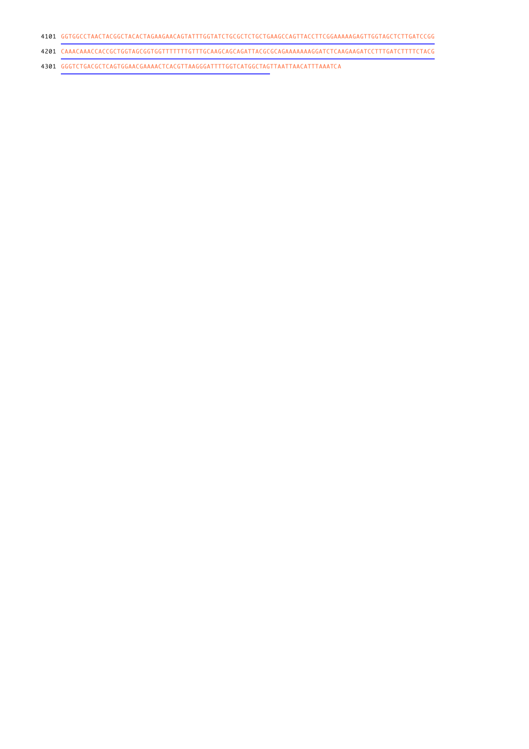```
4101 GGTGGCCTAACTACGGCTACACTAGAAGAACAGTATTTGGTATCTGCGCTCTGCTGAAGCCAGTTACCTTCGGAAAAAGAGTTGGTAGCTCTTGATCCGG
4201 CAAACAAACCACCGCTGGTAGCGGTGGTTTTTTTGTTTGCAAGCAGCAGATTACGCGCAGAAAAAAAGGATCTCAAGAAGATCCTTTGATCTTTTCTACG
4301 GGGTCTGACGCTCAGTGGAACGAAAACTCACGTTAAGGGATTTTGGTCATGGCTAGTTAATTAACATTTAAATCA
```